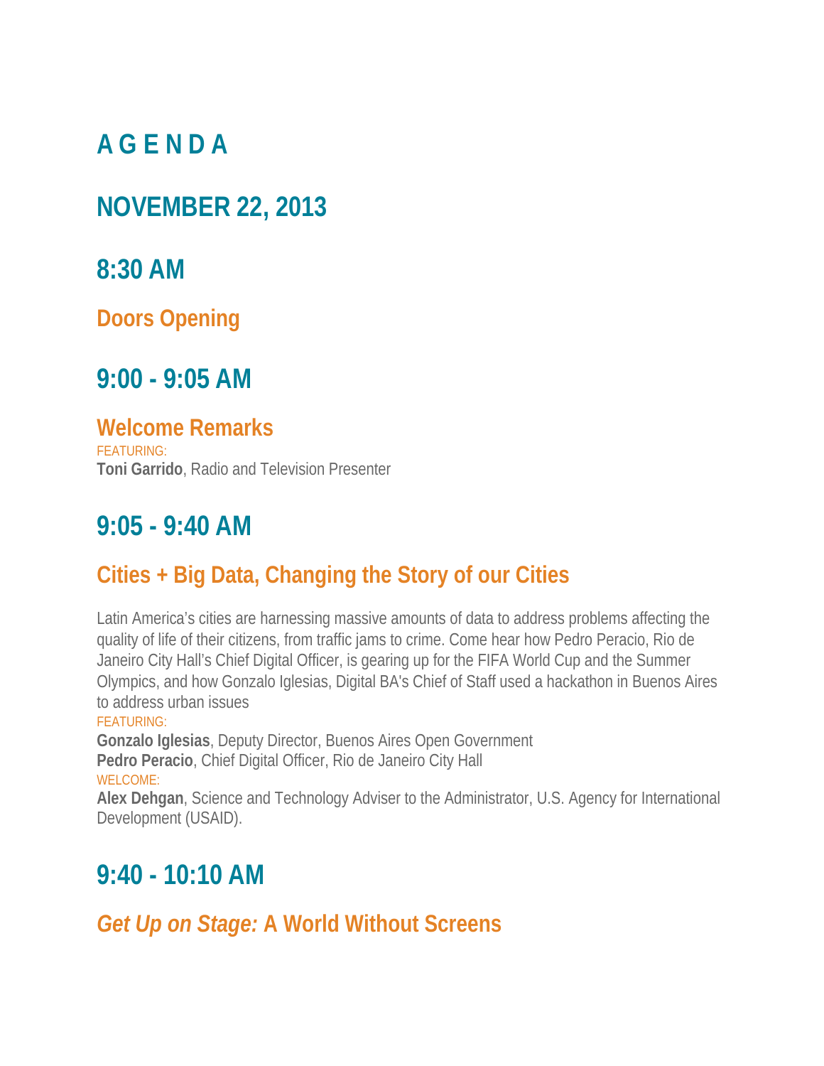# A G E N D A

## NOVEMBER 22, 2013

## 8:30 AM

### Doors Opening

## 9:00 - 9:05 AM

### Welcome Remarks

FEATURING:
**Toni Garrido**, Radio and Television Presenter

## 9:05 - 9:40 AM

### Cities + Big Data, Changing the Story of our Cities

Latin America's cities are harnessing massive amounts of data to address problems affecting the quality of life of their citizens, from traffic jams to crime. Come hear how Pedro Peracio, Rio de Janeiro City Hall's Chief Digital Officer, is gearing up for the FIFA World Cup and the Summer Olympics, and how Gonzalo Iglesias, Digital BA's Chief of Staff used a hackathon in Buenos Aires to address urban issues

FEATURING:
**Gonzalo Iglesias**, Deputy Director, Buenos Aires Open Government
**Pedro Peracio**, Chief Digital Officer, Rio de Janeiro City Hall

WELCOME:
**Alex Dehgan**, Science and Technology Adviser to the Administrator, U.S. Agency for International Development (USAID).

## 9:40 - 10:10 AM

### *Get Up on Stage:* A World Without Screens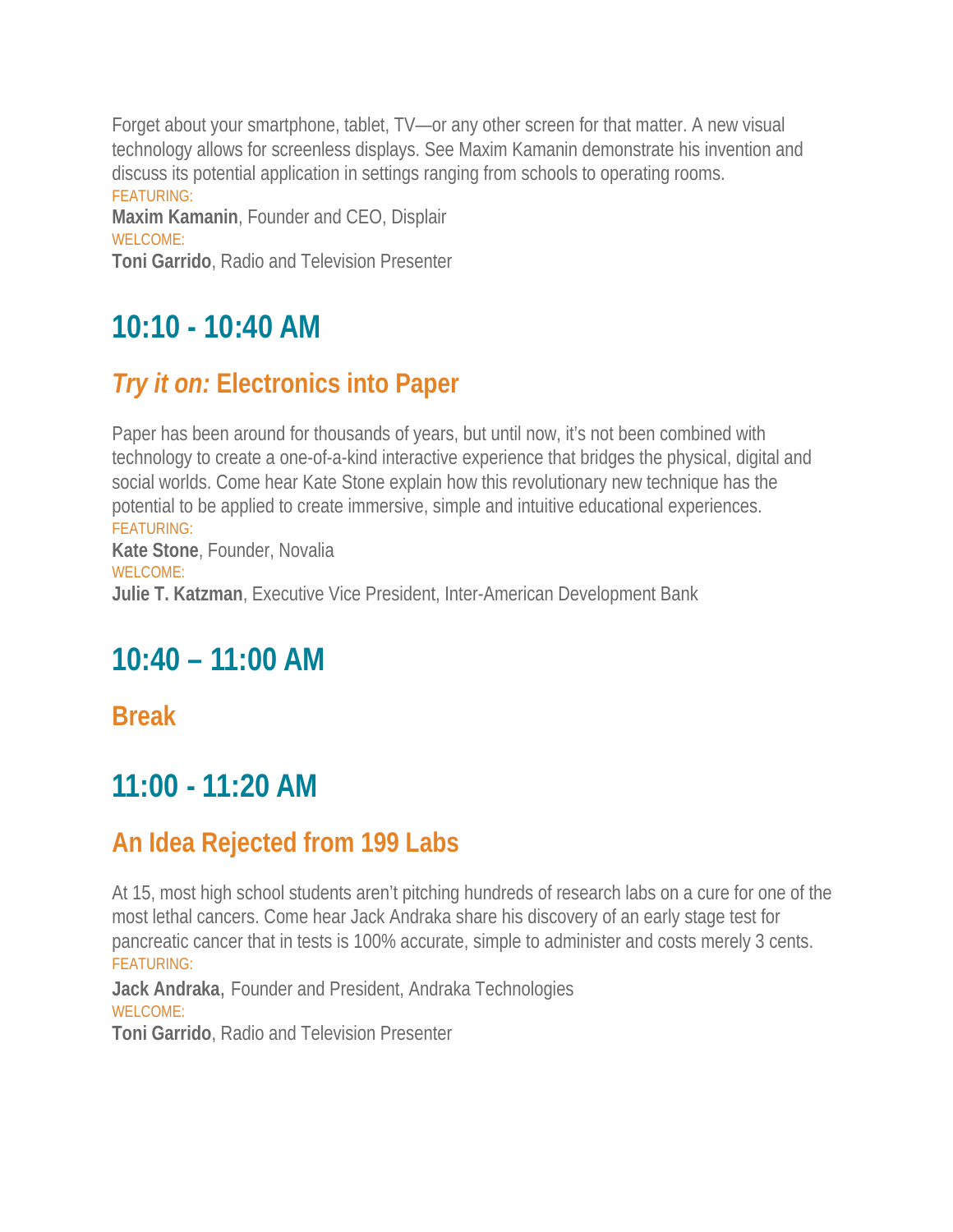Forget about your smartphone, tablet, TV—or any other screen for that matter. A new visual technology allows for screenless displays. See Maxim Kamanin demonstrate his invention and discuss its potential application in settings ranging from schools to operating rooms.

FEATURING:

**Maxim Kamanin**, Founder and CEO, Displair

WELCOME:

**Toni Garrido**, Radio and Television Presenter

## 10:10 - 10:40 AM

### *Try it on:* Electronics into Paper

Paper has been around for thousands of years, but until now, it's not been combined with technology to create a one-of-a-kind interactive experience that bridges the physical, digital and social worlds. Come hear Kate Stone explain how this revolutionary new technique has the potential to be applied to create immersive, simple and intuitive educational experiences.

FEATURING:

**Kate Stone**, Founder, Novalia

WELCOME:

**Julie T. Katzman**, Executive Vice President, Inter-American Development Bank

## 10:40 – 11:00 AM

### Break

## 11:00 - 11:20 AM

### An Idea Rejected from 199 Labs

At 15, most high school students aren't pitching hundreds of research labs on a cure for one of the most lethal cancers. Come hear Jack Andraka share his discovery of an early stage test for pancreatic cancer that in tests is 100% accurate, simple to administer and costs merely 3 cents.

FEATURING:

**Jack Andraka**, Founder and President, Andraka Technologies

WELCOME:

**Toni Garrido**, Radio and Television Presenter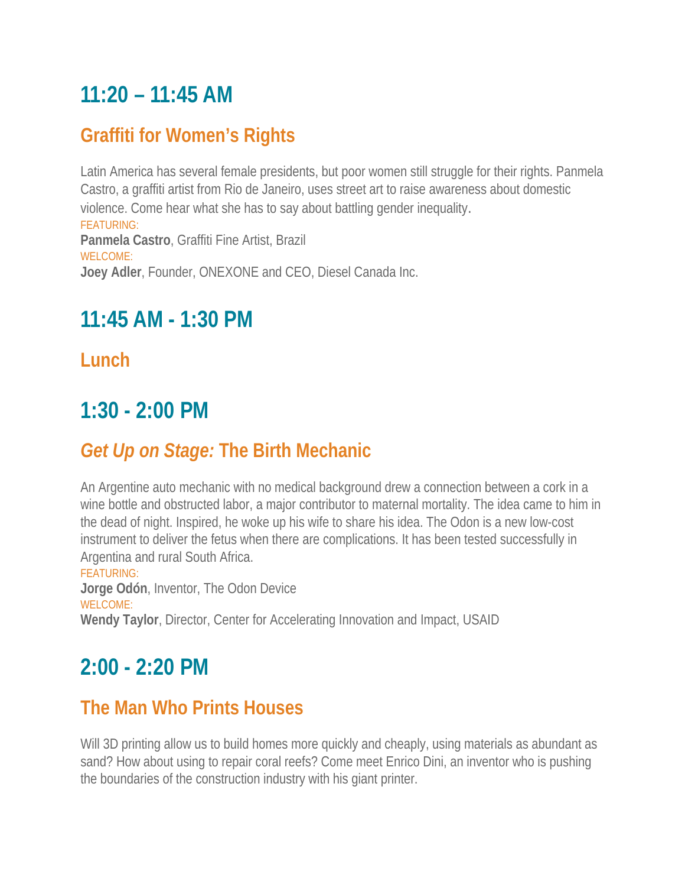## 11:20 – 11:45 AM

### Graffiti for Women's Rights

Latin America has several female presidents, but poor women still struggle for their rights. Panmela Castro, a graffiti artist from Rio de Janeiro, uses street art to raise awareness about domestic violence. Come hear what she has to say about battling gender inequality.

FEATURING:
**Panmela Castro**, Graffiti Fine Artist, Brazil
WELCOME:
**Joey Adler**, Founder, ONEXONE and CEO, Diesel Canada Inc.

## 11:45 AM - 1:30 PM

### Lunch

## 1:30 - 2:00 PM

### *Get Up on Stage:* The Birth Mechanic

An Argentine auto mechanic with no medical background drew a connection between a cork in a wine bottle and obstructed labor, a major contributor to maternal mortality. The idea came to him in the dead of night. Inspired, he woke up his wife to share his idea. The Odon is a new low-cost instrument to deliver the fetus when there are complications. It has been tested successfully in Argentina and rural South Africa.

FEATURING:
**Jorge Odón**, Inventor, The Odon Device
WELCOME:
**Wendy Taylor**, Director, Center for Accelerating Innovation and Impact, USAID

## 2:00 - 2:20 PM

### The Man Who Prints Houses

Will 3D printing allow us to build homes more quickly and cheaply, using materials as abundant as sand? How about using to repair coral reefs? Come meet Enrico Dini, an inventor who is pushing the boundaries of the construction industry with his giant printer.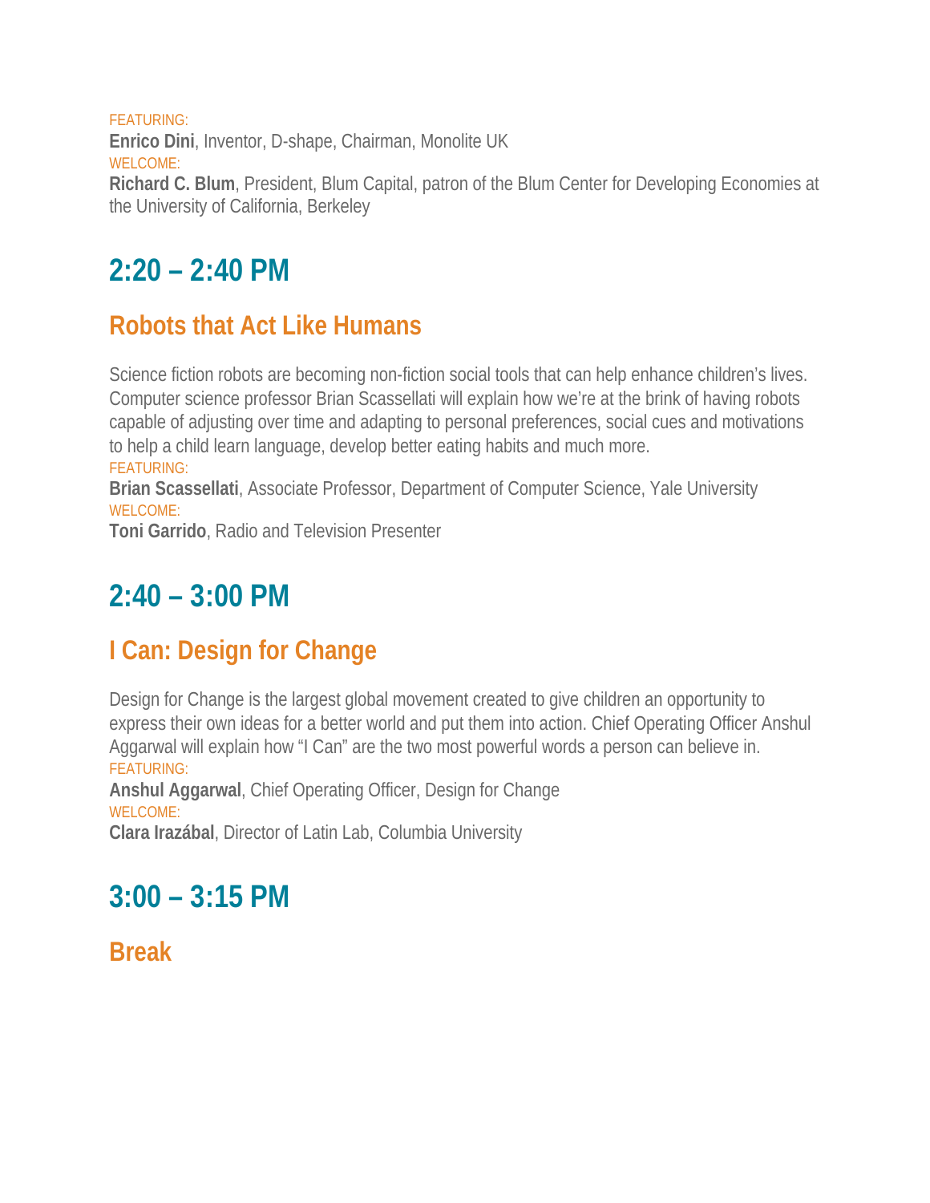FEATURING:

**Enrico Dini**, Inventor, D-shape, Chairman, Monolite UK

WELCOME:

**Richard C. Blum**, President, Blum Capital, patron of the Blum Center for Developing Economies at the University of California, Berkeley

## 2:20 – 2:40 PM

### Robots that Act Like Humans

Science fiction robots are becoming non-fiction social tools that can help enhance children's lives. Computer science professor Brian Scassellati will explain how we're at the brink of having robots capable of adjusting over time and adapting to personal preferences, social cues and motivations to help a child learn language, develop better eating habits and much more.

FEATURING:

**Brian Scassellati**, Associate Professor, Department of Computer Science, Yale University

WELCOME:

**Toni Garrido**, Radio and Television Presenter

## 2:40 – 3:00 PM

### I Can: Design for Change

Design for Change is the largest global movement created to give children an opportunity to express their own ideas for a better world and put them into action. Chief Operating Officer Anshul Aggarwal will explain how "I Can" are the two most powerful words a person can believe in.

FEATURING:

**Anshul Aggarwal**, Chief Operating Officer, Design for Change

WELCOME:

**Clara Irazábal**, Director of Latin Lab, Columbia University

## 3:00 – 3:15 PM

### Break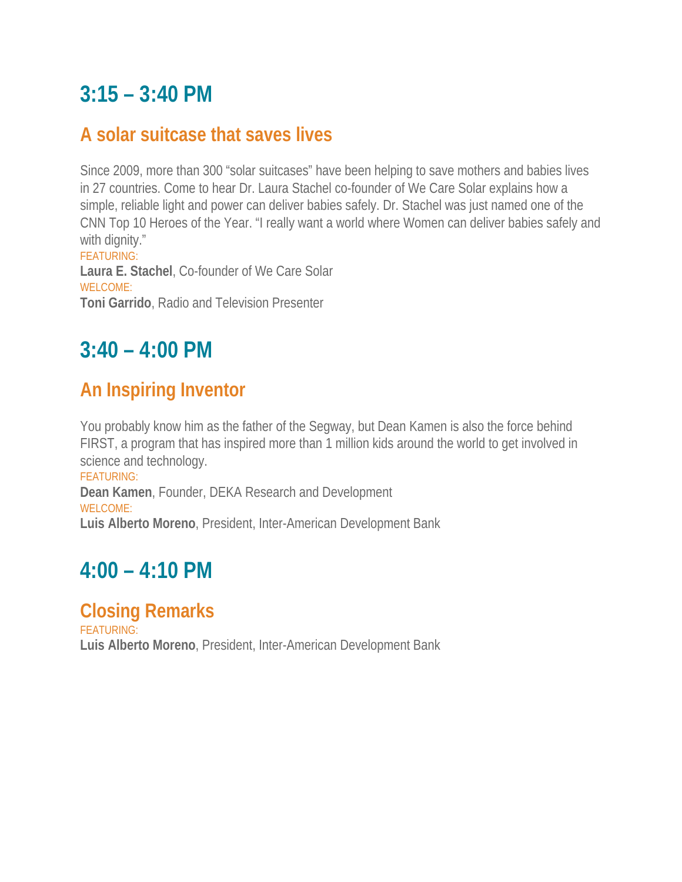## 3:15 – 3:40 PM

### A solar suitcase that saves lives

Since 2009, more than 300 “solar suitcases” have been helping to save mothers and babies lives in 27 countries. Come to hear Dr. Laura Stachel co-founder of We Care Solar explains how a simple, reliable light and power can deliver babies safely. Dr. Stachel was just named one of the CNN Top 10 Heroes of the Year. “I really want a world where Women can deliver babies safely and with dignity.”

FEATURING:
**Laura E. Stachel**, Co-founder of We Care Solar
WELCOME:
**Toni Garrido**, Radio and Television Presenter

## 3:40 – 4:00 PM

### An Inspiring Inventor

You probably know him as the father of the Segway, but Dean Kamen is also the force behind FIRST, a program that has inspired more than 1 million kids around the world to get involved in science and technology.

FEATURING:
**Dean Kamen**, Founder, DEKA Research and Development
WELCOME:
**Luis Alberto Moreno**, President, Inter-American Development Bank

## 4:00 – 4:10 PM

### Closing Remarks

FEATURING:
**Luis Alberto Moreno**, President, Inter-American Development Bank